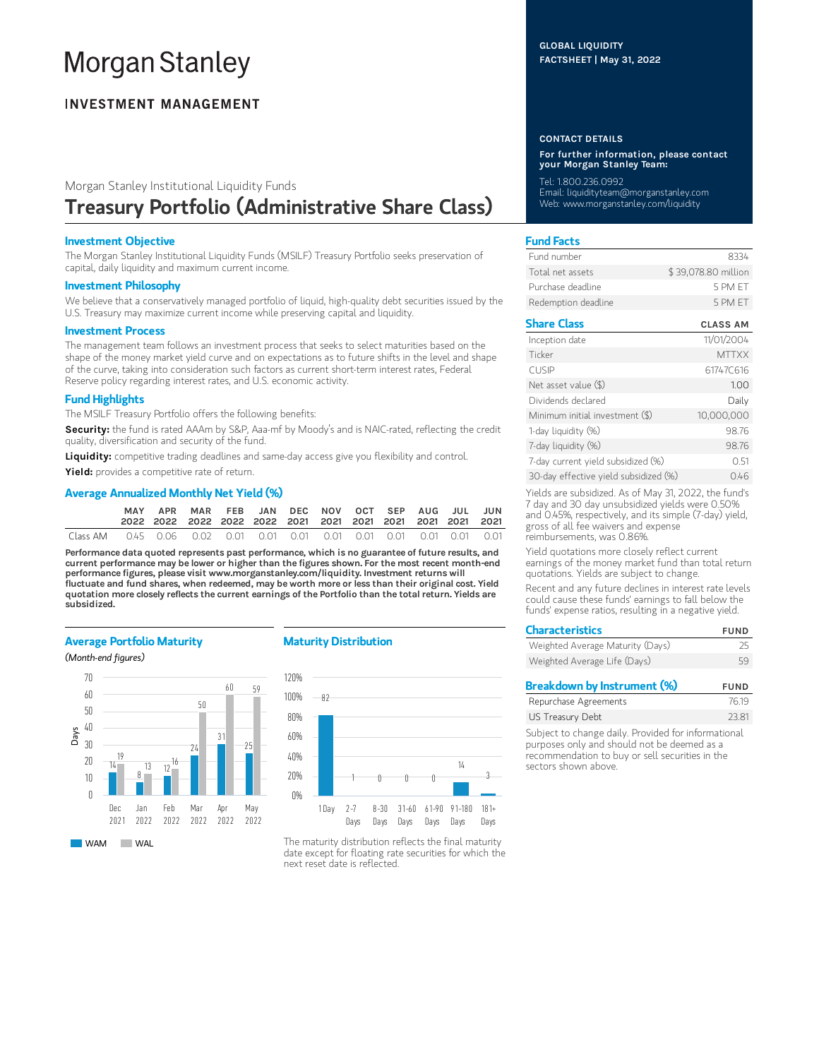# Morgan Stanley

**INVESTMENT MANAGEMENT**

GLOBAL LIQUIDITY
FACTSHEET | May 31, 2022

Morgan Stanley Institutional Liquidity Funds

## Treasury Portfolio (Administrative Share Class)

### Investment Objective

The Morgan Stanley Institutional Liquidity Funds (MSILF) Treasury Portfolio seeks preservation of capital, daily liquidity and maximum current income.

### Investment Philosophy

We believe that a conservatively managed portfolio of liquid, high-quality debt securities issued by the U.S. Treasury may maximize current income while preserving capital and liquidity.

### Investment Process

The management team follows an investment process that seeks to select maturities based on the shape of the money market yield curve and on expectations as to future shifts in the level and shape of the curve, taking into consideration such factors as current short-term interest rates, Federal Reserve policy regarding interest rates, and U.S. economic activity.

### Fund Highlights

The MSILF Treasury Portfolio offers the following benefits:

**Security:** the fund is rated AAAm by S&P, Aaa-mf by Moody's and is NAIC-rated, reflecting the credit quality, diversification and security of the fund.

**Liquidity:** competitive trading deadlines and same-day access give you flexibility and control.

**Yield:** provides a competitive rate of return.

### Average Annualized Monthly Net Yield (%)

| | MAY 2022 | APR 2022 | MAR 2022 | FEB 2022 | JAN 2022 | DEC 2021 | NOV 2021 | OCT 2021 | SEP 2021 | AUG 2021 | JUL 2021 | JUN 2021 |
|---|---|---|---|---|---|---|---|---|---|---|---|---|
| Class AM | 0.45 | 0.06 | 0.02 | 0.01 | 0.01 | 0.01 | 0.01 | 0.01 | 0.01 | 0.01 | 0.01 | 0.01 |

**Performance data quoted represents past performance, which is no guarantee of future results, and current performance may be lower or higher than the figures shown. For the most recent month-end performance figures, please visit www.morganstanley.com/liquidity. Investment returns will fluctuate and fund shares, when redeemed, may be worth more or less than their original cost. Yield quotation more closely reflects the current earnings of the Portfolio than the total return. Yields are subsidized.**

### Average Portfolio Maturity

*(Month-end figures)*

| Days | Dec 2021 | Jan 2022 | Feb 2022 | Mar 2022 | Apr 2022 | May 2022 |
|---|---|---|---|---|---|---|
| WAM | 14 | 8 | 12 | 24 | 31 | 25 |
| WAL | 19 | 13 | 16 | 50 | 60 | 59 |

### Maturity Distribution

| 1 Day | 2-7 Days | 8-30 Days | 31-60 Days | 61-90 Days | 91-180 Days | 181+ Days |
|---|---|---|---|---|---|---|
| 82 | 1 | 0 | 0 | 0 | 14 | 3 |

The maturity distribution reflects the final maturity date except for floating rate securities for which the next reset date is reflected.

### CONTACT DETAILS

**For further information, please contact your Morgan Stanley Team:**

Tel: 1.800.236.0992
Email: liquidityteam@morganstanley.com
Web: www.morganstanley.com/liquidity

### Fund Facts

| | |
|---|---|
| Fund number | 8334 |
| Total net assets | $ 39,078.80 million |
| Purchase deadline | 5 PM ET |
| Redemption deadline | 5 PM ET |

### Share Class

| | CLASS AM |
|---|---|
| Inception date | 11/01/2004 |
| Ticker | MTTXX |
| CUSIP | 61747C616 |
| Net asset value ($) | 1.00 |
| Dividends declared | Daily |
| Minimum initial investment ($) | 10,000,000 |
| 1-day liquidity (%) | 98.76 |
| 7-day liquidity (%) | 98.76 |
| 7-day current yield subsidized (%) | 0.51 |
| 30-day effective yield subsidized (%) | 0.46 |

Yields are subsidized. As of May 31, 2022, the fund's 7 day and 30 day unsubsidized yields were 0.50% and 0.45%, respectively, and its simple (7-day) yield, gross of all fee waivers and expense reimbursements, was 0.86%.

Yield quotations more closely reflect current earnings of the money market fund than total return quotations. Yields are subject to change.

Recent and any future declines in interest rate levels could cause these funds' earnings to fall below the funds' expense ratios, resulting in a negative yield.

### Characteristics

| | FUND |
|---|---|
| Weighted Average Maturity (Days) | 25 |
| Weighted Average Life (Days) | 59 |

### Breakdown by Instrument (%)

| | FUND |
|---|---|
| Repurchase Agreements | 76.19 |
| US Treasury Debt | 23.81 |

Subject to change daily. Provided for informational purposes only and should not be deemed as a recommendation to buy or sell securities in the sectors shown above.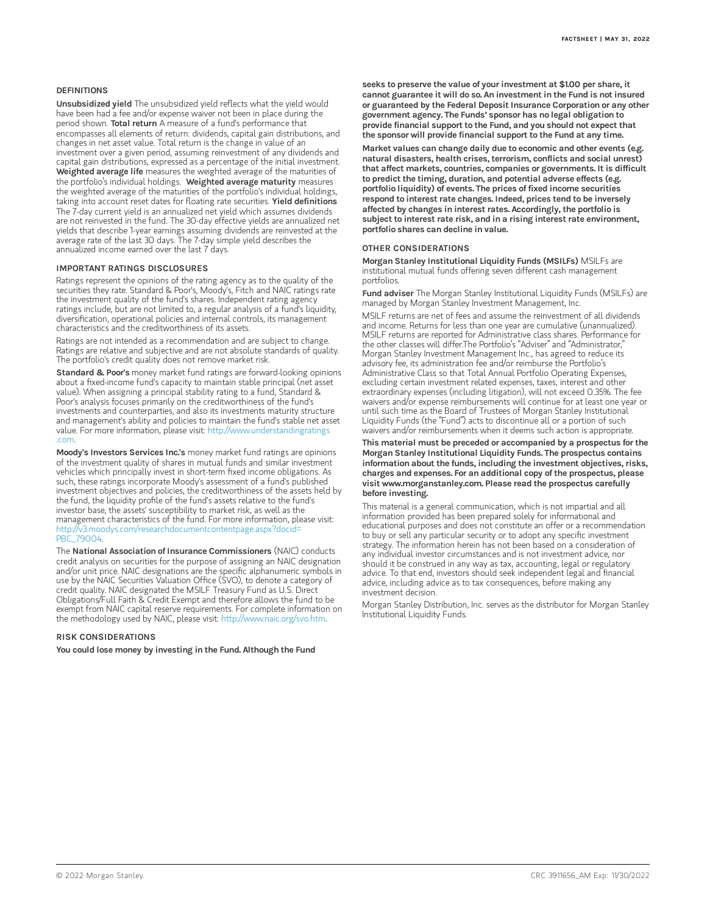## DEFINITIONS

**Unsubsidized yield** The unsubsidized yield reflects what the yield would have been had a fee and/or expense waiver not been in place during the period shown. **Total return** A measure of a fund's performance that encompasses all elements of return: dividends, capital gain distributions, and changes in net asset value. Total return is the change in value of an investment over a given period, assuming reinvestment of any dividends and capital gain distributions, expressed as a percentage of the initial investment. **Weighted average life** measures the weighted average of the maturities of the portfolio's individual holdings. **Weighted average maturity** measures the weighted average of the maturities of the portfolio's individual holdings, taking into account reset dates for floating rate securities. **Yield definitions** The 7-day current yield is an annualized net yield which assumes dividends are not reinvested in the fund. The 30-day effective yields are annualized net yields that describe 1-year earnings assuming dividends are reinvested at the average rate of the last 30 days. The 7-day simple yield describes the annualized income earned over the last 7 days.

## IMPORTANT RATINGS DISCLOSURES

Ratings represent the opinions of the rating agency as to the quality of the securities they rate. Standard & Poor's, Moody's, Fitch and NAIC ratings rate the investment quality of the fund's shares. Independent rating agency ratings include, but are not limited to, a regular analysis of a fund's liquidity, diversification, operational policies and internal controls, its management characteristics and the creditworthiness of its assets.

Ratings are not intended as a recommendation and are subject to change. Ratings are relative and subjective and are not absolute standards of quality. The portfolio's credit quality does not remove market risk.

**Standard & Poor's** money market fund ratings are forward-looking opinions about a fixed-income fund's capacity to maintain stable principal (net asset value). When assigning a principal stability rating to a fund, Standard & Poor's analysis focuses primarily on the creditworthiness of the fund's investments and counterparties, and also its investments maturity structure and management's ability and policies to maintain the fund's stable net asset value. For more information, please visit: http://www.understandingratings.com.

**Moody's Investors Services Inc.'s** money market fund ratings are opinions of the investment quality of shares in mutual funds and similar investment vehicles which principally invest in short-term fixed income obligations. As such, these ratings incorporate Moody's assessment of a fund's published investment objectives and policies, the creditworthiness of the assets held by the fund, the liquidity profile of the fund's assets relative to the fund's investor base, the assets' susceptibility to market risk, as well as the management characteristics of the fund. For more information, please visit: http://v3.moodys.com/researchdocumentcontentpage.aspx?docid=PBC_79004.

The **National Association of Insurance Commissioners** (NAIC) conducts credit analysis on securities for the purpose of assigning an NAIC designation and/or unit price. NAIC designations are the specific alphanumeric symbols in use by the NAIC Securities Valuation Office (SVO), to denote a category of credit quality. NAIC designated the MSILF Treasury Fund as U.S. Direct Obligations/Full Faith & Credit Exempt and therefore allows the fund to be exempt from NAIC capital reserve requirements. For complete information on the methodology used by NAIC, please visit: http://www.naic.org/svo.htm.

## RISK CONSIDERATIONS

**You could lose money by investing in the Fund. Although the Fund seeks to preserve the value of your investment at $1.00 per share, it cannot guarantee it will do so. An investment in the Fund is not insured or guaranteed by the Federal Deposit Insurance Corporation or any other government agency. The Funds' sponsor has no legal obligation to provide financial support to the Fund, and you should not expect that the sponsor will provide financial support to the Fund at any time.**

**Market values can change daily due to economic and other events (e.g. natural disasters, health crises, terrorism, conflicts and social unrest) that affect markets, countries, companies or governments. It is difficult to predict the timing, duration, and potential adverse effects (e.g. portfolio liquidity) of events. The prices of fixed income securities respond to interest rate changes. Indeed, prices tend to be inversely affected by changes in interest rates. Accordingly, the portfolio is subject to interest rate risk, and in a rising interest rate environment, portfolio shares can decline in value.**

## OTHER CONSIDERATIONS

**Morgan Stanley Institutional Liquidity Funds (MSILFs)** MSILFs are institutional mutual funds offering seven different cash management portfolios.

**Fund adviser** The Morgan Stanley Institutional Liquidity Funds (MSILFs) are managed by Morgan Stanley Investment Management, Inc.

MSILF returns are net of fees and assume the reinvestment of all dividends and income. Returns for less than one year are cumulative (unannualized). MSILF returns are reported for Administrative class shares. Performance for the other classes will differ.The Portfolio's "Adviser" and "Administrator," Morgan Stanley Investment Management Inc., has agreed to reduce its advisory fee, its administration fee and/or reimburse the Portfolio's Administrative Class so that Total Annual Portfolio Operating Expenses, excluding certain investment related expenses, taxes, interest and other extraordinary expenses (including litigation), will not exceed 0.35%. The fee waivers and/or expense reimbursements will continue for at least one year or until such time as the Board of Trustees of Morgan Stanley Institutional Liquidity Funds (the "Fund") acts to discontinue all or a portion of such waivers and/or reimbursements when it deems such action is appropriate.

**This material must be preceded or accompanied by a prospectus for the Morgan Stanley Institutional Liquidity Funds. The prospectus contains information about the funds, including the investment objectives, risks, charges and expenses. For an additional copy of the prospectus, please visit www.morganstanley.com. Please read the prospectus carefully before investing.**

This material is a general communication, which is not impartial and all information provided has been prepared solely for informational and educational purposes and does not constitute an offer or a recommendation to buy or sell any particular security or to adopt any specific investment strategy. The information herein has not been based on a consideration of any individual investor circumstances and is not investment advice, nor should it be construed in any way as tax, accounting, legal or regulatory advice. To that end, investors should seek independent legal and financial advice, including advice as to tax consequences, before making any investment decision.

Morgan Stanley Distribution, Inc. serves as the distributor for Morgan Stanley Institutional Liquidity Funds.

© 2022 Morgan Stanley.

CRC 3911656_AM Exp: 11/30/2022